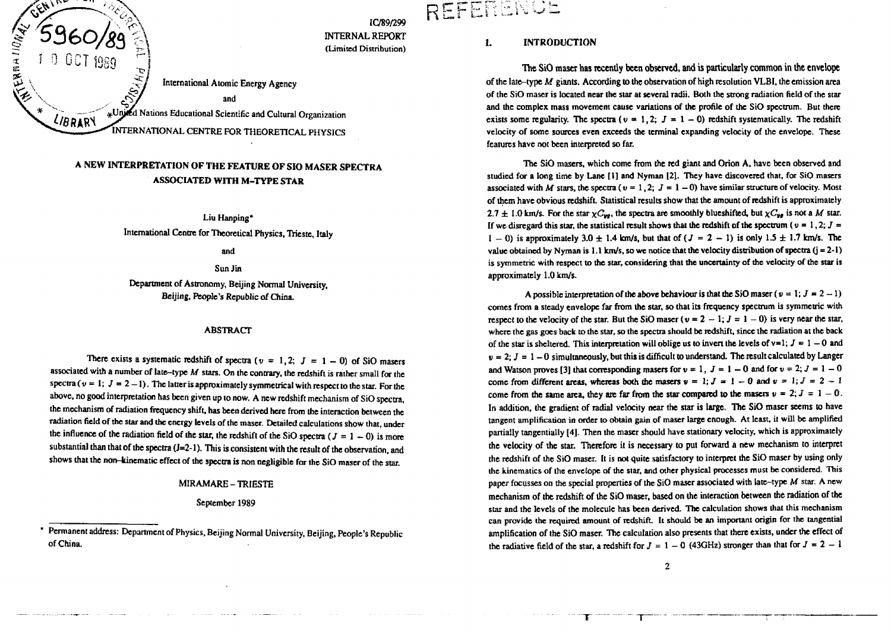IC/89/299
INTERNAL REPORT
(Limited Distribution)

International Atomic Energy Agency

and

United Nations Educational Scientific and Cultural Organization

INTERNATIONAL CENTRE FOR THEORETICAL PHYSICS

# A NEW INTERPRETATION OF THE FEATURE OF SIO MASER SPECTRA ASSOCIATED WITH M-TYPE STAR

Liu Hanping*

International Centre for Theoretical Physics, Trieste, Italy

and

Sun Jin

Department of Astronomy, Beijing Normal University, Beijing, People's Republic of China.

## ABSTRACT

There exists a systematic redshift of spectra ($v = 1, 2$; $J = 1 - 0$) of SiO masers associated with a number of late–type $M$ stars. On the contrary, the redshift is rather small for the spectra ($v = 1$; $J = 2 - 1$). The latter is approximately symmetrical with respect to the star. For the above, no good interpretation has been given up to now. A new redshift mechanism of SiO spectra, the mechanism of radiation frequency shift, has been derived here from the interaction between the radiation field of the star and the energy levels of the maser. Detailed calculations show that, under the influence of the radiation field of the star, the redshift of the SiO spectra ($J = 1 - 0$) is more substantial than that of the spectra (J=2-1). This is consistent with the result of the observation, and shows that the non–kinematic effect of the spectra is non negligible for the SiO maser of the star.

MIRAMARE – TRIESTE

September 1989

* Permanent address: Department of Physics, Beijing Normal University, Beijing, People's Republic of China.

## 1. INTRODUCTION

The SiO maser has recently been observed, and is particularly common in the envelope of the late–type $M$ giants. According to the observation of high resolution VLBI, the emission area of the SiO maser is located near the star at several radii. Both the strong radiation field of the star and the complex mass movement cause variations of the profile of the SiO spectrum. But there exists some regularity. The spectra ($v = 1, 2$; $J = 1 - 0$) redshift systematically. The redshift velocity of some sources even exceeds the terminal expanding velocity of the envelope. These features have not been interpreted so far.

The SiO masers, which come from the red giant and Orion A, have been observed and studied for a long time by Lane [1] and Nyman [2]. They have discovered that, for SiO masers associated with $M$ stars, the spectra ($v = 1, 2$; $J = 1 - 0$) have similar structure of velocity. Most of them have obvious redshift. Statistical results show that the amount of redshift is approximately $2.7 \pm 1.0$ km/s. For the star $\chi C_{yg}$, the spectra are smoothly blueshifted, but $\chi C_{yg}$ is not a $M$ star. If we disregard this star, the statistical result shows that the redshift of the spectrum ($v = 1, 2$; $J = 1 - 0$) is approximately $3.0 \pm 1.4$ km/s, but that of ($J = 2 - 1$) is only $1.5 \pm 1.7$ km/s. The value obtained by Nyman is 1.1 km/s, so we notice that the velocity distribution of spectra (j = 2-1) is symmetric with respect to the star, considering that the uncertainty of the velocity of the star is approximately 1.0 km/s.

A possible interpretation of the above behaviour is that the SiO maser ($v = 1$; $J = 2 - 1$) comes from a steady envelope far from the star, so that its frequency spectrum is symmetric with respect to the velocity of the star. But the SiO maser ($v = 2 - 1$; $J = 1 - 0$) is very near the star, where the gas goes back to the star, so the spectra should be redshift, since the radiation at the back of the star is sheltered. This interpretation will oblige us to invert the levels of v=1; $J = 1 - 0$ and $v = 2$; $J = 1 - 0$ simultaneously, but this is difficult to understand. The result calculated by Langer and Watson proves [3] that corresponding masers for $v = 1$, $J = 1 - 0$ and for $v = 2$; $J = 1 - 0$ come from different areas, whereas both the masers $v = 1$; $J = 1 - 0$ and $v = 1$; $J = 2 - 1$ come from the same area, they are far from the star compared to the masers $v = 2$; $J = 1 - 0$. In addition, the gradient of radial velocity near the star is large. The SiO maser seems to have tangent amplification in order to obtain gain of maser large enough. At least, it will be amplified partially tangentially [4]. Then the maser should have stationary velocity, which is approximately the velocity of the star. Therefore it is necessary to put forward a new mechanism to interpret the redshift of the SiO maser. It is not quite satisfactory to interpret the SiO maser by using only the kinematics of the envelope of the star, and other physical processes must be considered. This paper focusses on the special properties of the SiO maser associated with late–type $M$ star. A new mechanism of the redshift of the SiO maser, based on the interaction between the radiation of the star and the levels of the molecule has been derived. The calculation shows that this mechanism can provide the required amount of redshift. It should be an important origin for the tangential amplification of the SiO maser. The calculation also presents that there exists, under the effect of the radiative field of the star, a redshift for $J = 1 - 0$ (43GHz) stronger than that for $J = 2 - 1$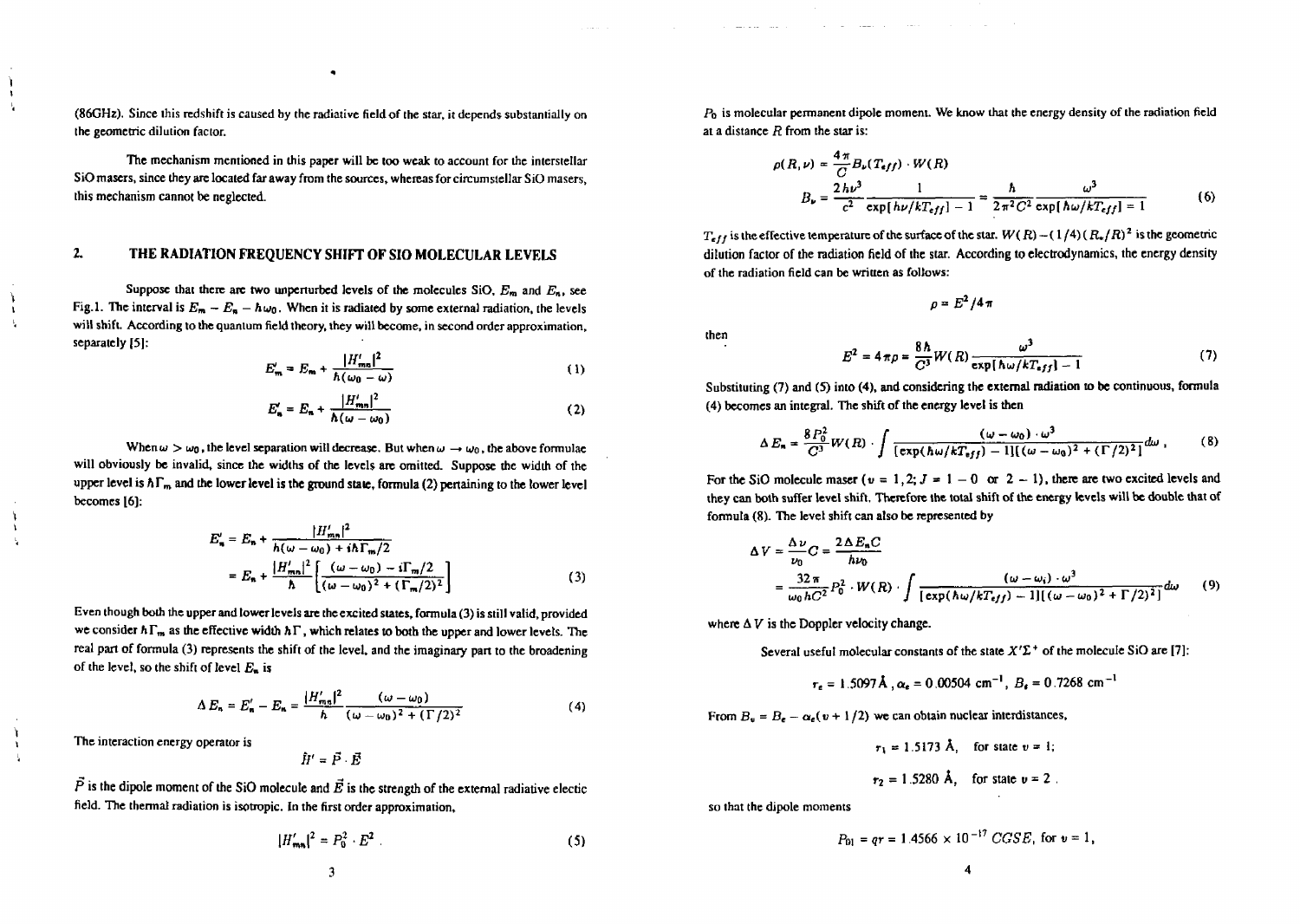(86GHz). Since this redshift is caused by the radiative field of the star, it depends substantially on the geometric dilution factor.

The mechanism mentioned in this paper will be too weak to account for the interstellar SiO masers, since they are located far away from the sources, whereas for circumstellar SiO masers, this mechanism cannot be neglected.

## 2. THE RADIATION FREQUENCY SHIFT OF SIO MOLECULAR LEVELS

Suppose that there are two unperturbed levels of the molecules SiO, $E_m$ and $E_n$, see Fig.1. The interval is $E_m - E_n = \hbar\omega_0$. When it is radiated by some external radiation, the levels will shift. According to the quantum field theory, they will become, in second order approximation, separately [5]:

$$E_m' = E_m + \frac{|H_{mn}'|^2}{\hbar(\omega_0 - \omega)} \tag{1}$$

$$E_n' = E_n + \frac{|H_{mn}'|^2}{\hbar(\omega - \omega_0)} \tag{2}$$

When $\omega > \omega_0$, the level separation will decrease. But when $\omega \to \omega_0$, the above formulae will obviously be invalid, since the widths of the levels are omitted. Suppose the width of the upper level is $\hbar\Gamma_m$ and the lower level is the ground state, formula (2) pertaining to the lower level becomes [6]:

$$\begin{aligned} E_n' &= E_n + \frac{|H_{mn}'|^2}{\hbar(\omega - \omega_0) + i\hbar\Gamma_m/2} \\ &= E_n + \frac{|H_{mn}'|^2}{\hbar}\left[\frac{(\omega - \omega_0) - i\Gamma_m/2}{(\omega - \omega_0)^2 + (\Gamma_m/2)^2}\right] \end{aligned} \tag{3}$$

Even though both the upper and lower levels are the excited states, formula (3) is still valid, provided we consider $\hbar\Gamma_m$ as the effective width $\hbar\Gamma$, which relates to both the upper and lower levels. The real part of formula (3) represents the shift of the level, and the imaginary part to the broadening of the level, so the shift of level $E_n$ is

$$\Delta E_n = E_n' - E_n = \frac{|H_{mn}'|^2}{\hbar}\frac{(\omega - \omega_0)}{(\omega - \omega_0)^2 + (\Gamma/2)^2} \tag{4}$$

The interaction energy operator is

$$\hat{H}' = \vec{P} \cdot \vec{E}$$

$\vec{P}$ is the dipole moment of the SiO molecule and $\vec{E}$ is the strength of the external radiative electic field. The thermal radiation is isotropic. In the first order approximation,

$$|H_{mn}'|^2 = P_0^2 \cdot E^2 . \tag{5}$$

$P_0$ is molecular permanent dipole moment. We know that the energy density of the radiation field at a distance $R$ from the star is:

$$\begin{aligned} \rho(R,\nu) &= \frac{4\pi}{C}B_\nu(T_{eff}) \cdot W(R) \\ B_\nu &= \frac{2h\nu^3}{c^2}\frac{1}{\exp[h\nu/kT_{eff}] - 1} = \frac{\hbar}{2\pi^2 C^2}\frac{\omega^3}{\exp[\hbar\omega/kT_{eff}] = 1} \end{aligned} \tag{6}$$

$T_{eff}$ is the effective temperature of the surface of the star. $W(R) - (1/4)(R_*/R)^2$ is the geometric dilution factor of the radiation field of the star. According to electrodynamics, the energy density of the radiation field can be written as follows:

$$\rho = E^2/4\pi$$

then

$$E^2 = 4\pi\rho = \frac{8\hbar}{C^3}W(R)\frac{\omega^3}{\exp[\hbar\omega/kT_{eff}] - 1} \tag{7}$$

Substituting (7) and (5) into (4), and considering the external radiation to be continuous, formula (4) becomes an integral. The shift of the energy level is then

$$\Delta E_n = \frac{8P_0^2}{C^3}W(R) \cdot \int \frac{(\omega - \omega_0) \cdot \omega^3}{[\exp(\hbar\omega/kT_{eff}) - 1][(\omega - \omega_0)^2 + (\Gamma/2)^2]}d\omega , \tag{8}$$

For the SiO molecule maser ($v = 1, 2; J = 1 - 0$ or $2 - 1$), there are two excited levels and they can both suffer level shift. Therefore the total shift of the energy levels will be double that of formula (8). The level shift can also be represented by

$$\begin{aligned} \Delta V &= \frac{\Delta\nu}{\nu_0}C = \frac{2\Delta E_n C}{h\nu_0} \\ &= \frac{32\pi}{\omega_0 hC^2}P_0^2 \cdot W(R) \cdot \int \frac{(\omega - \omega_i) \cdot \omega^3}{[\exp(\hbar\omega/kT_{eff}) - 1][(\omega - \omega_0)^2 + \Gamma/2)^2]}d\omega \end{aligned} \tag{9}$$

where $\Delta V$ is the Doppler velocity change.

Several useful molecular constants of the state $X'\Sigma^+$ of the molecule SiO are [7]:

$$r_e = 1.5097\,\text{Å} , \alpha_e = 0.00504\ \text{cm}^{-1}, \ B_e = 0.7268\ \text{cm}^{-1}$$

From $B_v = B_e - \alpha_e(v + 1/2)$ we can obtain nuclear interdistances,

$$r_1 = 1.5173\ \text{Å}, \quad \text{for state } v = 1;$$

$$r_2 = 1.5280\ \text{Å}, \quad \text{for state } v = 2 .$$

so that the dipole moments

$$P_{01} = qr = 1.4566 \times 10^{-17}\ CGSE, \ \text{for } v = 1,$$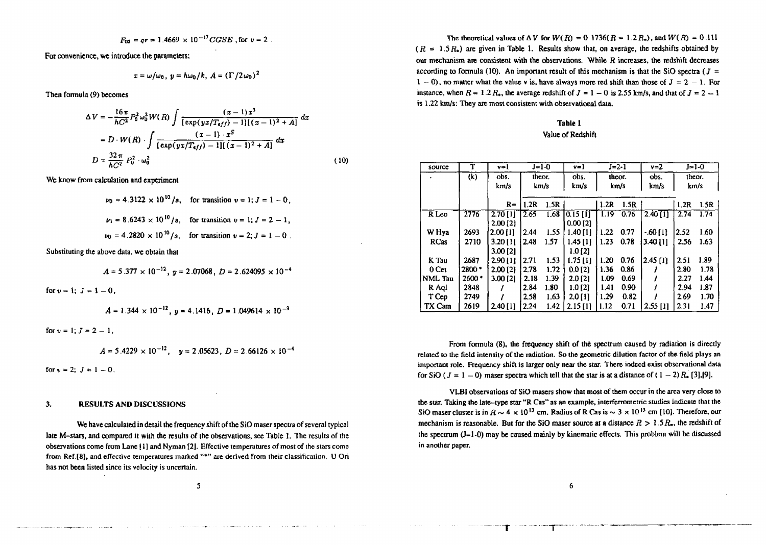$$F_{02} = qr = 1.4669 \times 10^{-17} CGSE \text{ , for } v = 2 .$$

For convenience, we introduce the parameters:

$$x = \omega/\omega_0 , \; y = \hbar\omega_0/k , \; A = (\Gamma/2\omega_0)^2$$

Then formula (9) becomes

$$\Delta V = -\frac{16\pi}{\hbar C^2} P_0^2 \omega_0^2 W(R) \int \frac{(x-1)x^3}{[\exp(yx/T_{eff})-1][(x-1)^2+A]} dx$$
$$= D \cdot W(R) \cdot \int \frac{(x-1) \cdot x^S}{[\exp(yx/T_{eff})-1][(x-1)^2+A]} dx$$
$$D = \frac{32\pi}{\hbar C^2} P_0^2 \cdot \omega_0^2 \tag{10}$$

We know from calculation and experiment

$$\nu_0 = 4.3122 \times 10^{10}/s, \quad \text{for transition } v = 1; J = 1-0 ,$$

$$\nu_1 = 8.6243 \times 10^{10}/s, \quad \text{for transition } v = 1; J = 2-1 ,$$

$$\nu_0 = 4.2820 \times 10^{10}/s, \quad \text{for transition } v = 2; J = 1-0 .$$

Substituting the above data, we obtain that

$$A = 5.377 \times 10^{-12}, \; y = 2.07068, \; D = 2.624095 \times 10^{-4}$$

for $v = 1; \; J = 1-0$,

$$A = 1.344 \times 10^{-12}, \; y = 4.1416, \; D = 1.049614 \times 10^{-3}$$

for $v = 1; J = 2-1$,

$$A = 5.4229 \times 10^{-12}, \quad y = 2.05623, \; D = 2.66126 \times 10^{-4}$$

for $v = 2; \; J = 1-0$.

## 3. RESULTS AND DISCUSSIONS

We have calculated in detail the frequency shift of the SiO maser spectra of several typical late M–stars, and compared it with the results of the observations, see Table 1. The results of the observations come from Lane [1] and Nyman [2]. Effective temperatures of most of the stars come from Ref.[8], and effective temperatures marked "*" are derived from their classification. U Ori has not been listed since its velocity is uncertain.

The theoretical values of $\Delta V$ for $W(R) = 0.1736(R = 1.2R_*)$, and $W(R) = 0.111$ ($R = 1.5R_*$) are given in Table 1. Results show that, on average, the redshifts obtained by our mechanism are consistent with the observations. While $R$ increases, the redshift decreases according to formula (10). An important result of this mechanism is that the SiO spectra ($J = 1-0$), no matter what the value v is, have always more red shift than those of $J = 2-1$. For instance, when $R = 1.2R_*$, the average redshift of $J = 1-0$ is 2.55 km/s, and that of $J = 2-1$ is 1.22 km/s: They are most consistent with observational data.

**Table 1**
Value of Redshift

| source | T | v=1 | J=1-0 | | v=1 | J=2-1 | | v=2 | J=1-0 | |
|---|---|---|---|---|---|---|---|---|---|---|
| . | (k) | obs. km/s | theor. km/s | | obs. km/s | theor. km/s | | obs. km/s | theor. km/s | |
| | | R= | 1.2R | 1.5R | | 1.2R | 1.5R | | 1.2R | 1.5R |
| R Leo | 2776 | 2.70 [1] 2.00 [2] | 2.65 | 1.68 | 0.15 [1] 0.00 [2] | 1.19 | 0.76 | 2.40 [1] | 2.74 | 1.74 |
| W Hya | 2693 | 2.00 [1] | 2.44 | 1.55 | 1.40 [1] | 1.22 | 0.77 | -.60 [1] | 2.52 | 1.60 |
| RCas | 2710 | 3.20 [1] 3.00 [2] | 2.48 | 1.57 | 1.45 [1] 1.0 [2] | 1.23 | 0.78 | 3.40 [1] | 2.56 | 1.63 |
| K Tau | 2687 | 2.90 [1] | 2.71 | 1.53 | 1.75 [1] | 1.20 | 0.76 | 2.45 [1] | 2.51 | 1.89 |
| 0 Cet | 2800* | 2.00 [2] | 2.78 | 1.72 | 0.0 [2] | 1.36 | 0.86 | / | 2.80 | 1.78 |
| NML Tau | 2600* | 3.00 [2] | 2.18 | 1.39 | 2.0 [2] | 1.09 | 0.69 | / | 2.27 | 1.44 |
| R Aql | 2848 | / | 2.84 | 1.80 | 1.0 [2] | 1.41 | 0.90 | / | 2.94 | 1.87 |
| T Cep | 2749 | / | 2.58 | 1.63 | 2.0 [1] | 1.29 | 0.82 | / | 2.69 | 1.70 |
| TX Cam | 2619 | 2.40 [1] | 2.24 | 1.42 | 2.15 [1] | 1.12 | 0.71 | 2.55 [1] | 2.31 | 1.47 |

From formula (8), the frequency shift of the spectrum caused by radiation is directly related to the field intensity of the radiation. So the geometric dilution factor of the field plays an important role. Frequency shift is larger only near the star. There indeed exist observational data for SiO ($J = 1-0$) maser spectra which tell that the star is at a distance of $(1-2)R_*$ [3],[9].

VLBI observations of SiO masers show that most of them occur in the area very close to the star. Taking the late-type star "R Cas" as an example, interferrometric studies indicate that the SiO maser cluster is in $R \sim 4 \times 10^{13}$ cm. Radius of R Cas is $\sim 3 \times 10^{13}$ cm [10]. Therefore, our mechanism is reasonable. But for the SiO maser source at a distance $R > 1.5R_*$, the redshift of the spectrum (J=1-0) may be caused mainly by kinematic effects. This problem will be discussed in another paper.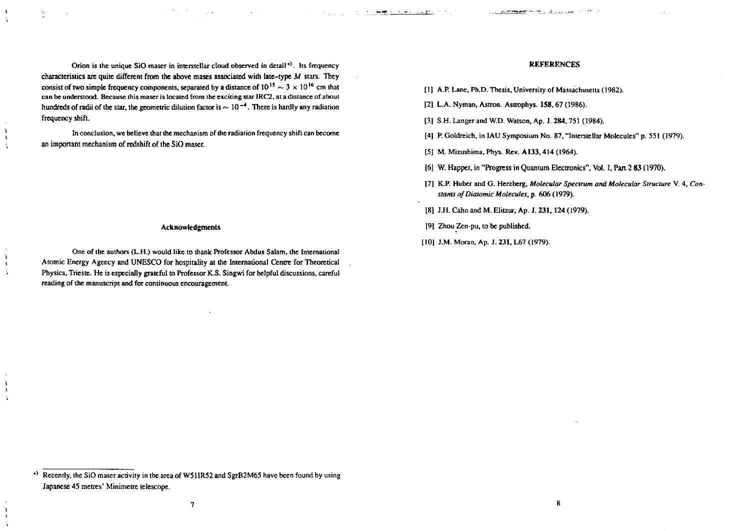Orion is the unique SiO maser in interstellar cloud observed in detail[*]. Its frequency characteristics are quite different from the above mases associated with late-type $M$ stars. They consist of two simple frequency components, separated by a distance of $10^{15} \sim 3 \times 10^{16}$ cm that can be understood. Because this maser is located from the exciting star IRC2, at a distance of about hundreds of radii of the star, the geometric dilution factor is $\sim 10^{-4}$. There is hardly any radiation frequency shift.

In conclusion, we believe that the mechanism of the radiation frequency shift can become an important mechanism of redshift of the SiO maser.

## Acknowledgments

One of the authors (L.H.) would like to thank Professor Abdus Salam, the International Atomic Energy Agency and UNESCO for hospitality at the International Centre for Theoretical Physics, Trieste. He is especially grateful to Professor K.S. Singwi for helpful discussions, careful reading of the manuscript and for continuous encouragement.

[*] Recently, the SiO maser activity in the area of W511R52 and SgrB2M65 have been found by using Japanese 45 metres' Minimetre telescope.

## REFERENCES

[1] A.P. Lane, Ph.D. Thesis, University of Massachusetts (1982).

[2] L.A. Nyman, Astron. Astrophys. **158**, 67 (1986).

[3] S.H. Langer and W.D. Watson, Ap. J. **284**, 751 (1984).

[4] P. Goldreich, in IAU Symposium No. 87, "Interstellar Molecules" p. 551 (1979).

[5] M. Mizushima, Phys. Rev. **A133**, 414 (1964).

[6] W. Happer, in "Progress in Quantum Electronics", Vol. I, Part 2 83 (1970).

[7] K.P. Huber and G. Herzberg, *Molecular Spectrum and Molecular Structure* V. 4, *Constants of Diatomic Molecules*, p. 606 (1979).

[8] J.H. Cahn and M. Elitzur, Ap. J. **231**, 124 (1979).

[9] Zhou Zen-pu, to be published.

[10] J.M. Moran, Ap. J. **231**, L67 (1979).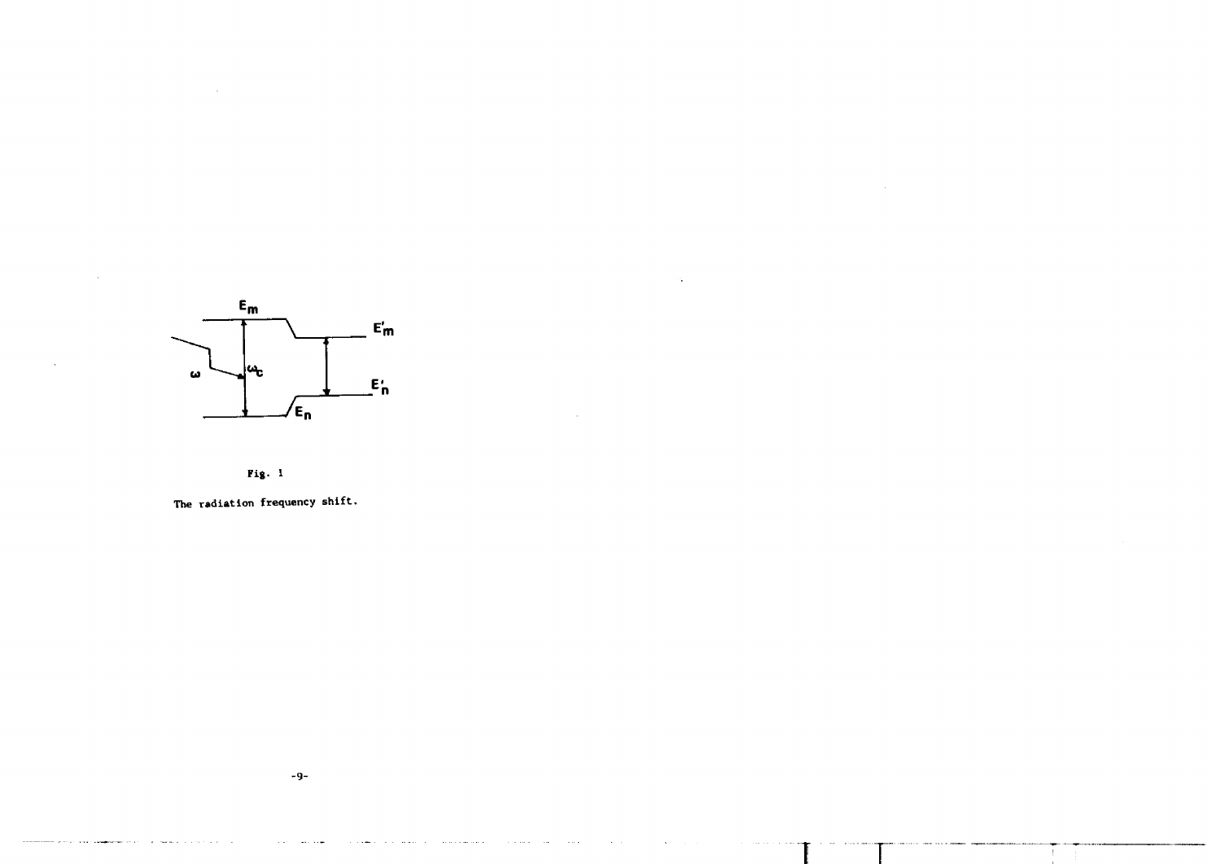$E_m$

$E'_m$

$\omega$

$\omega_c$

$E'_n$

$E_n$

Fig. 1

The radiation frequency shift.